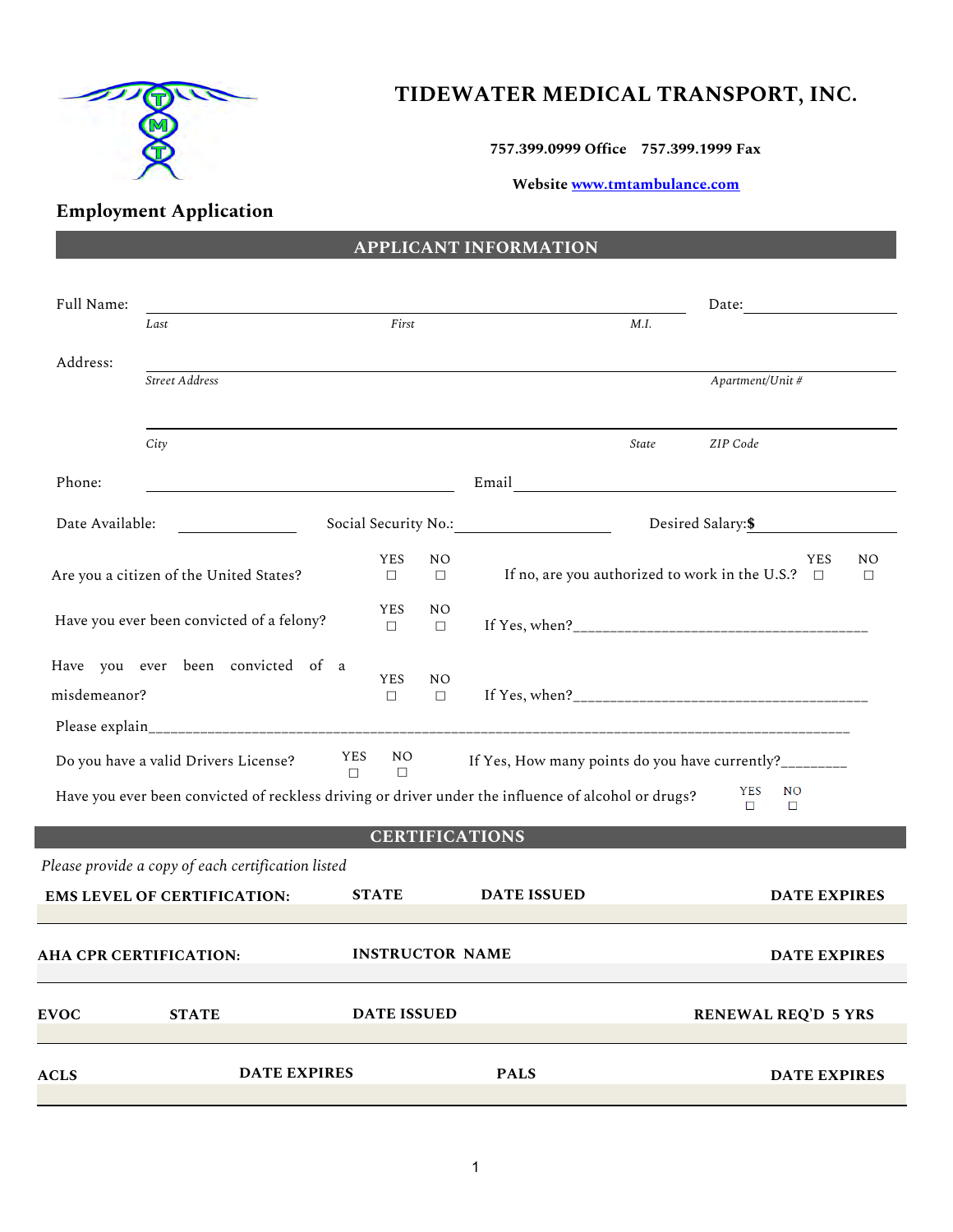# TIDEWATER MEDICAL TRANSPORT, INC.

**757.399.0999 Office 757.399.1999 Fax**

**Website www.tmtambulance.com**

## Employment Application

## APPLICANT INFORMATION

Full Name: ______________________________________________ Date: ______________

*Last* *First* *M.I.*

Address: ______________________________________________

*Street Address* *Apartment/Unit #*

______________________________________________

*City* *State* *ZIP Code*

Phone: ______________________ Email ______________________

Date Available: ______________ Social Security No.: ______________ Desired Salary:**$** ______________

Are you a citizen of the United States? YES ☐ NO ☐ If no, are you authorized to work in the U.S.? YES ☐ NO ☐

Have you ever been convicted of a felony? YES ☐ NO ☐ If Yes, when?______________________________________

Have you ever been convicted of a misdemeanor? YES ☐ NO ☐ If Yes, when?______________________________________

Please explain______________________________________________________________________________________________

Do you have a valid Drivers License? YES ☐ NO ☐ If Yes, How many points do you have currently?________

Have you ever been convicted of reckless driving or driver under the influence of alcohol or drugs? YES ☐ NO ☐

## CERTIFICATIONS

*Please provide a copy of each certification listed*

| EMS LEVEL OF CERTIFICATION: | STATE | DATE ISSUED | DATE EXPIRES |
|---|---|---|---|
| | | | |

| AHA CPR CERTIFICATION: | INSTRUCTOR NAME | DATE EXPIRES |
|---|---|---|
| | | |

| EVOC | STATE | DATE ISSUED | RENEWAL REQ'D 5 YRS |
|---|---|---|---|
| | | | |

| ACLS | DATE EXPIRES | PALS | DATE EXPIRES |
|---|---|---|---|
| | | | |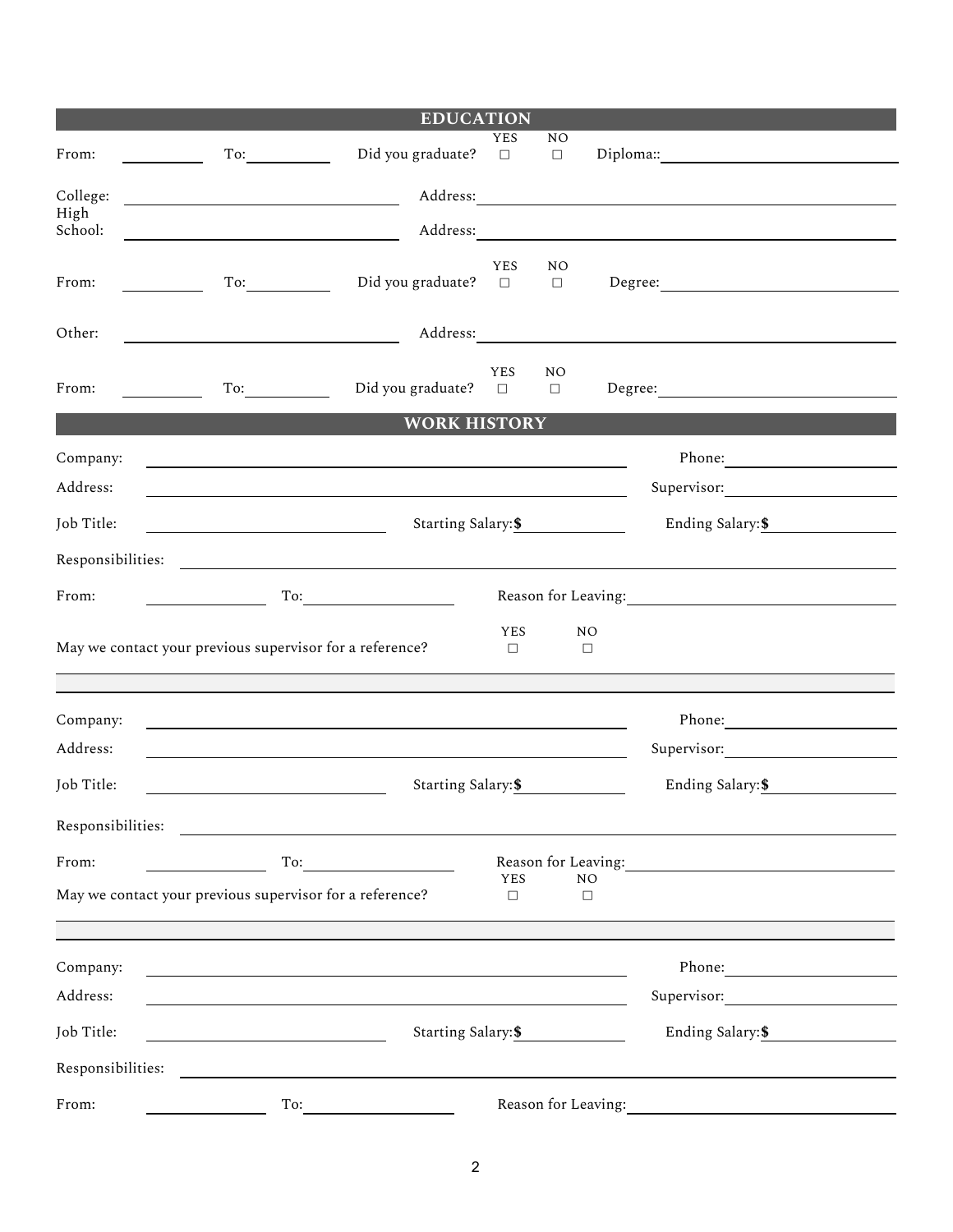## EDUCATION

From: ________ To: ________ Did you graduate? YES ☐ NO ☐ Diploma:: ________________________

College: ________________________ Address: ________________________

High School: ________________________ Address: ________________________

From: ________ To: ________ Did you graduate? YES ☐ NO ☐ Degree: ________________________

Other: ________________________ Address: ________________________

From: ________ To: ________ Did you graduate? YES ☐ NO ☐ Degree: ________________________

## WORK HISTORY

Company: ________________________ Phone: ________________

Address: ________________________ Supervisor: ________________

Job Title: ________________ Starting Salary:**$** ____________ Ending Salary:**$** ____________

Responsibilities: ________________________________________________

From: ____________ To: ____________ Reason for Leaving: ________________________

May we contact your previous supervisor for a reference? YES ☐ NO ☐

---

Company: ________________________ Phone: ________________

Address: ________________________ Supervisor: ________________

Job Title: ________________ Starting Salary:**$** ____________ Ending Salary:**$** ____________

Responsibilities: ________________________________________________

From: ____________ To: ____________ Reason for Leaving: ________________________

May we contact your previous supervisor for a reference? YES ☐ NO ☐

---

Company: ________________________ Phone: ________________

Address: ________________________ Supervisor: ________________

Job Title: ________________ Starting Salary:**$** ____________ Ending Salary:**$** ____________

Responsibilities: ________________________________________________

From: ____________ To: ____________ Reason for Leaving: ________________________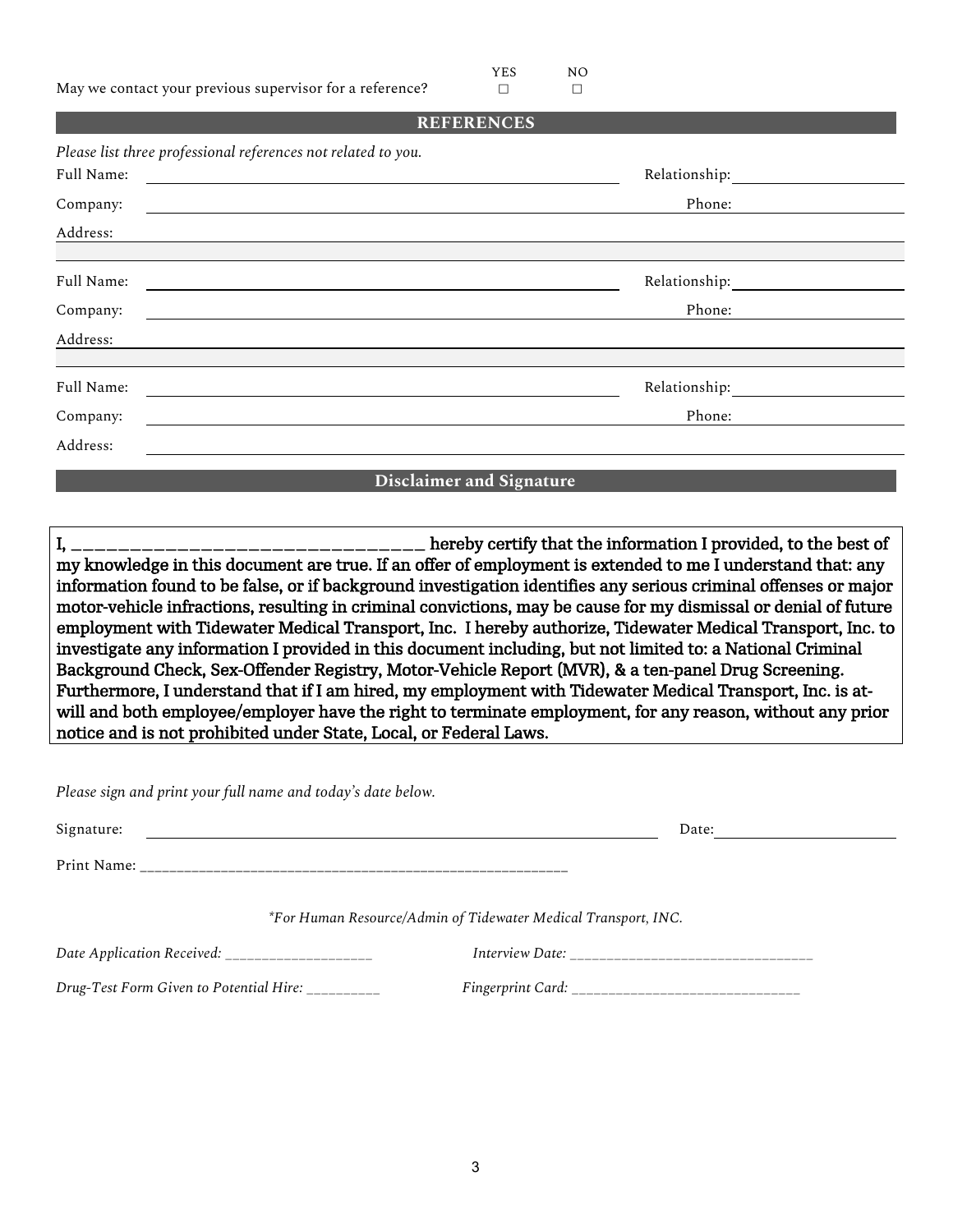May we contact your previous supervisor for a reference? YES ☐ NO ☐

## REFERENCES

*Please list three professional references not related to you.*

Full Name: ______________________________ Relationship: ______________

Company: ______________________________ Phone: ______________

Address: ______________________________

Full Name: ______________________________ Relationship: ______________

Company: ______________________________ Phone: ______________

Address: ______________________________

Full Name: ______________________________ Relationship: ______________

Company: ______________________________ Phone: ______________

Address: ______________________________

## Disclaimer and Signature

I, ________________________________ hereby certify that the information I provided, to the best of my knowledge in this document are true. If an offer of employment is extended to me I understand that: any information found to be false, or if background investigation identifies any serious criminal offenses or major motor-vehicle infractions, resulting in criminal convictions, may be cause for my dismissal or denial of future employment with Tidewater Medical Transport, Inc. I hereby authorize, Tidewater Medical Transport, Inc. to investigate any information I provided in this document including, but not limited to: a National Criminal Background Check, Sex-Offender Registry, Motor-Vehicle Report (MVR), & a ten-panel Drug Screening. Furthermore, I understand that if I am hired, my employment with Tidewater Medical Transport, Inc. is at-will and both employee/employer have the right to terminate employment, for any reason, without any prior notice and is not prohibited under State, Local, or Federal Laws.

*Please sign and print your full name and today's date below.*

Signature: ______________________________ Date: ______________

Print Name: ______________________________

*\*For Human Resource/Admin of Tidewater Medical Transport, INC.*

*Date Application Received:* ___________________ *Interview Date:* ________________________________

*Drug-Test Form Given to Potential Hire:* _________ *Fingerprint Card:* ______________________________